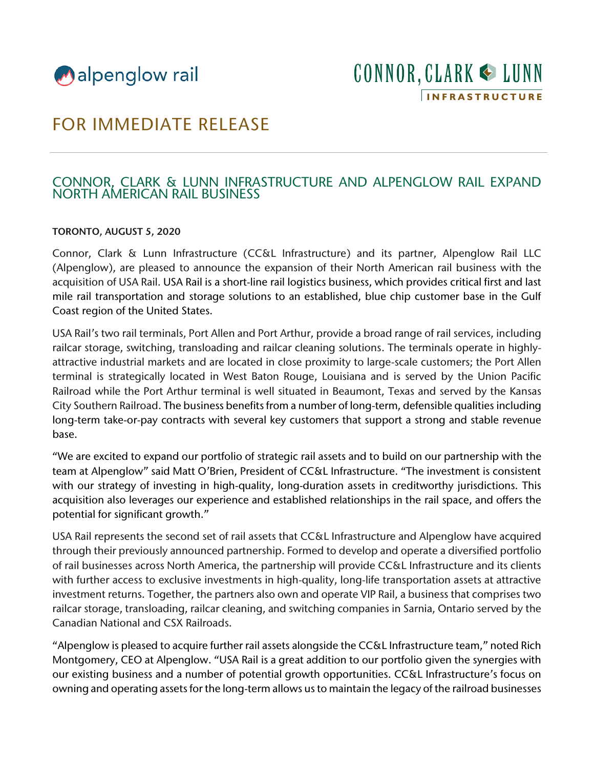alpenglow rail

CONNOR, CLARK & LUNN
INFRASTRUCTURE

# FOR IMMEDIATE RELEASE

## CONNOR, CLARK & LUNN INFRASTRUCTURE AND ALPENGLOW RAIL EXPAND NORTH AMERICAN RAIL BUSINESS

**TORONTO, AUGUST 5, 2020**

Connor, Clark & Lunn Infrastructure (CC&L Infrastructure) and its partner, Alpenglow Rail LLC (Alpenglow), are pleased to announce the expansion of their North American rail business with the acquisition of USA Rail. USA Rail is a short-line rail logistics business, which provides critical first and last mile rail transportation and storage solutions to an established, blue chip customer base in the Gulf Coast region of the United States.

USA Rail's two rail terminals, Port Allen and Port Arthur, provide a broad range of rail services, including railcar storage, switching, transloading and railcar cleaning solutions. The terminals operate in highly-attractive industrial markets and are located in close proximity to large-scale customers; the Port Allen terminal is strategically located in West Baton Rouge, Louisiana and is served by the Union Pacific Railroad while the Port Arthur terminal is well situated in Beaumont, Texas and served by the Kansas City Southern Railroad. The business benefits from a number of long-term, defensible qualities including long-term take-or-pay contracts with several key customers that support a strong and stable revenue base.

"We are excited to expand our portfolio of strategic rail assets and to build on our partnership with the team at Alpenglow" said Matt O'Brien, President of CC&L Infrastructure. "The investment is consistent with our strategy of investing in high-quality, long-duration assets in creditworthy jurisdictions. This acquisition also leverages our experience and established relationships in the rail space, and offers the potential for significant growth."

USA Rail represents the second set of rail assets that CC&L Infrastructure and Alpenglow have acquired through their previously announced partnership. Formed to develop and operate a diversified portfolio of rail businesses across North America, the partnership will provide CC&L Infrastructure and its clients with further access to exclusive investments in high-quality, long-life transportation assets at attractive investment returns. Together, the partners also own and operate VIP Rail, a business that comprises two railcar storage, transloading, railcar cleaning, and switching companies in Sarnia, Ontario served by the Canadian National and CSX Railroads.

"Alpenglow is pleased to acquire further rail assets alongside the CC&L Infrastructure team," noted Rich Montgomery, CEO at Alpenglow. "USA Rail is a great addition to our portfolio given the synergies with our existing business and a number of potential growth opportunities. CC&L Infrastructure's focus on owning and operating assets for the long-term allows us to maintain the legacy of the railroad businesses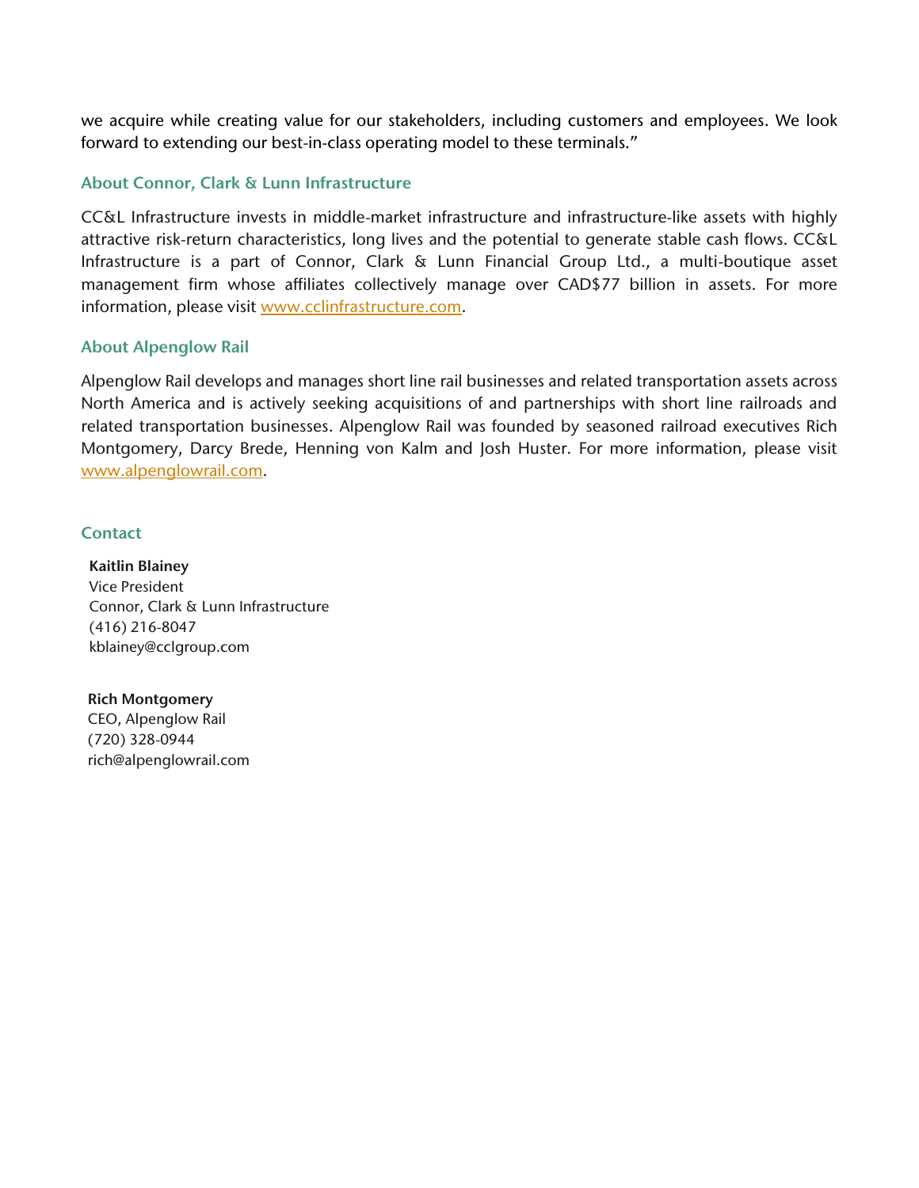we acquire while creating value for our stakeholders, including customers and employees. We look forward to extending our best-in-class operating model to these terminals."

## About Connor, Clark & Lunn Infrastructure

CC&L Infrastructure invests in middle-market infrastructure and infrastructure-like assets with highly attractive risk-return characteristics, long lives and the potential to generate stable cash flows. CC&L Infrastructure is a part of Connor, Clark & Lunn Financial Group Ltd., a multi-boutique asset management firm whose affiliates collectively manage over CAD$77 billion in assets. For more information, please visit www.cclinfrastructure.com.

## About Alpenglow Rail

Alpenglow Rail develops and manages short line rail businesses and related transportation assets across North America and is actively seeking acquisitions of and partnerships with short line railroads and related transportation businesses. Alpenglow Rail was founded by seasoned railroad executives Rich Montgomery, Darcy Brede, Henning von Kalm and Josh Huster. For more information, please visit www.alpenglowrail.com.

## Contact

**Kaitlin Blainey**
Vice President
Connor, Clark & Lunn Infrastructure
(416) 216-8047
kblainey@cclgroup.com

**Rich Montgomery**
CEO, Alpenglow Rail
(720) 328-0944
rich@alpenglowrail.com